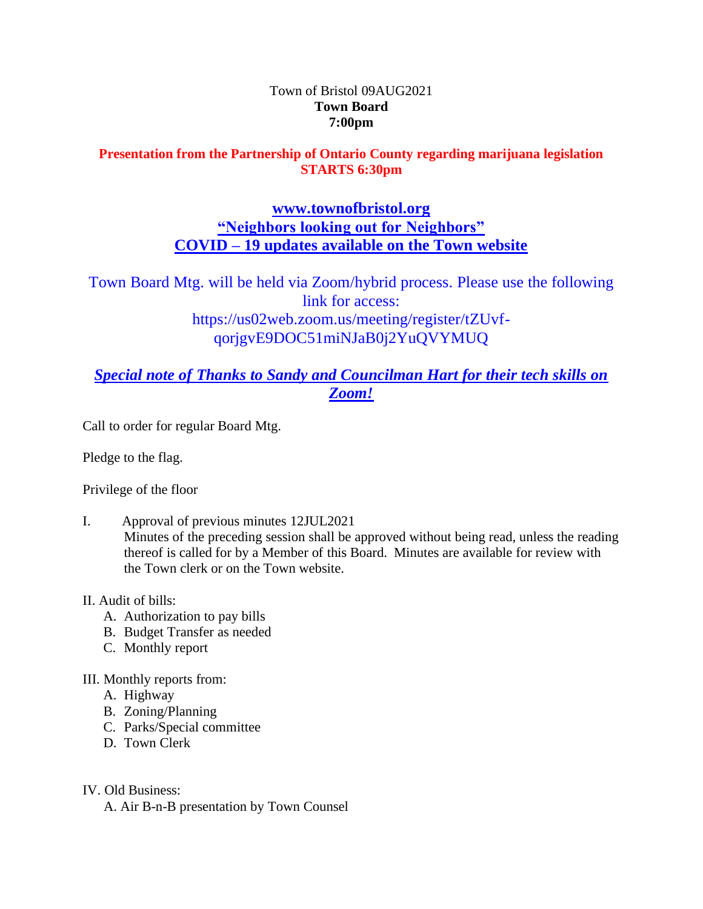Town of Bristol 09AUG2021
**Town Board**
**7:00pm**

**Presentation from the Partnership of Ontario County regarding marijuana legislation STARTS 6:30pm**

**www.townofbristol.org**
**"Neighbors looking out for Neighbors"**
**COVID – 19 updates available on the Town website**

Town Board Mtg. will be held via Zoom/hybrid process. Please use the following link for access:
https://us02web.zoom.us/meeting/register/tZUvf-qorjgvE9DOC51miNJaB0j2YuQVYMUQ

***Special note of Thanks to Sandy and Councilman Hart for their tech skills on Zoom!***

Call to order for regular Board Mtg.

Pledge to the flag.

Privilege of the floor

I. Approval of previous minutes 12JUL2021
Minutes of the preceding session shall be approved without being read, unless the reading thereof is called for by a Member of this Board. Minutes are available for review with the Town clerk or on the Town website.

II. Audit of bills:
   A. Authorization to pay bills
   B. Budget Transfer as needed
   C. Monthly report

III. Monthly reports from:
   A. Highway
   B. Zoning/Planning
   C. Parks/Special committee
   D. Town Clerk

IV. Old Business:
   A. Air B-n-B presentation by Town Counsel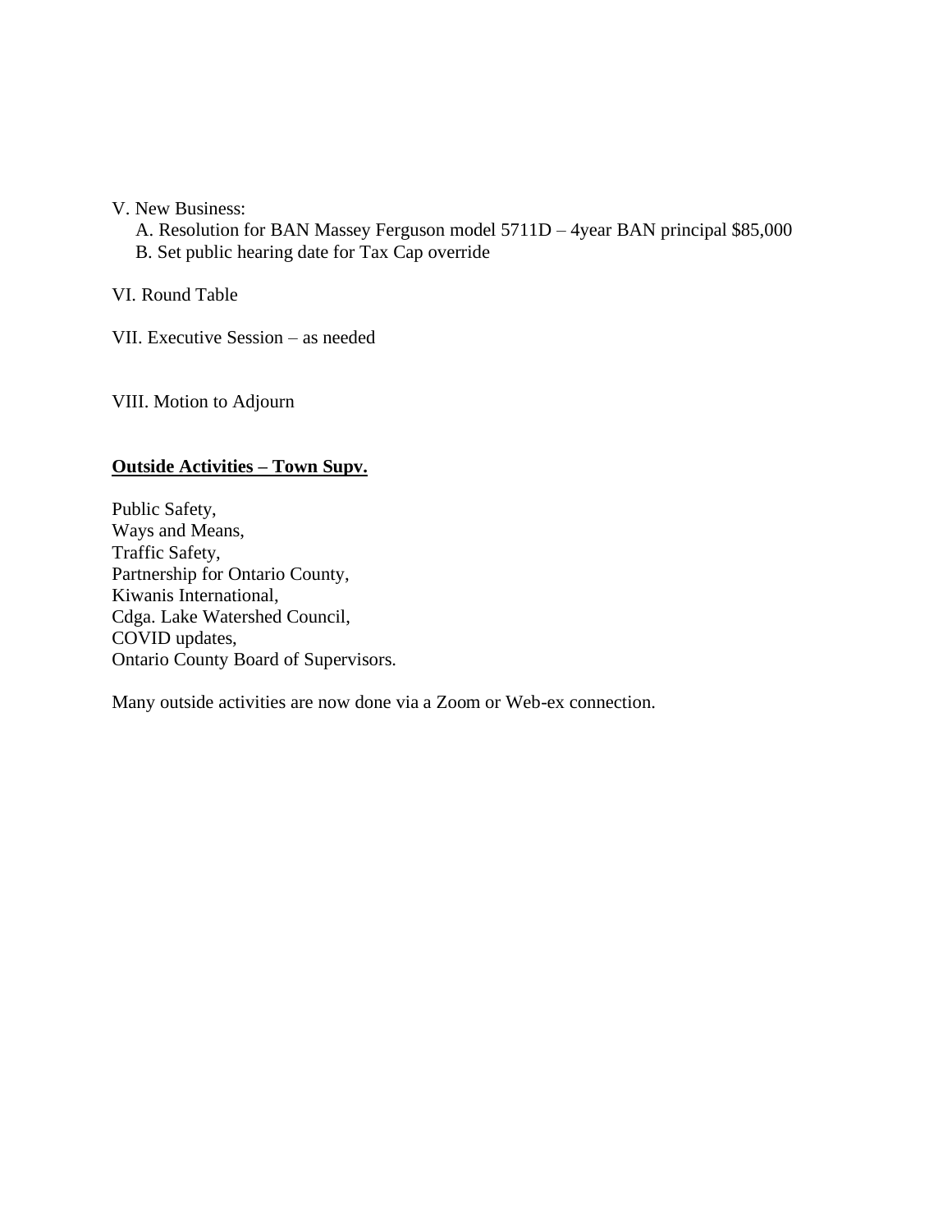V. New Business:

  A. Resolution for BAN Massey Ferguson model 5711D – 4year BAN principal $85,000
  B. Set public hearing date for Tax Cap override

VI. Round Table

VII. Executive Session – as needed

VIII. Motion to Adjourn

**<u>Outside Activities – Town Supv.</u>**

Public Safety,
Ways and Means,
Traffic Safety,
Partnership for Ontario County,
Kiwanis International,
Cdga. Lake Watershed Council,
COVID updates,
Ontario County Board of Supervisors.

Many outside activities are now done via a Zoom or Web-ex connection.